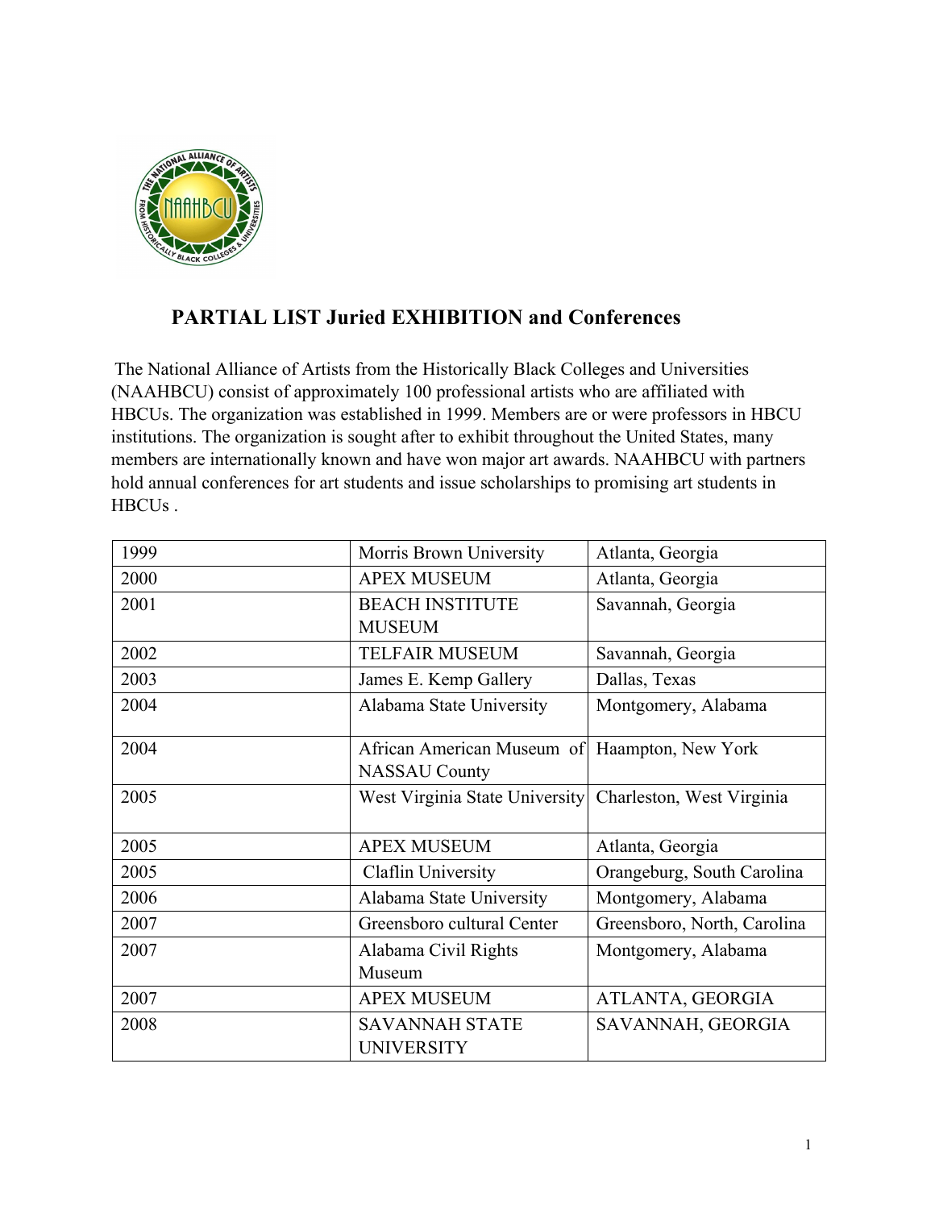## PARTIAL LIST Juried EXHIBITION and Conferences

The National Alliance of Artists from the Historically Black Colleges and Universities (NAAHBCU) consist of approximately 100 professional artists who are affiliated with HBCUs. The organization was established in 1999. Members are or were professors in HBCU institutions. The organization is sought after to exhibit throughout the United States, many members are internationally known and have won major art awards. NAAHBCU with partners hold annual conferences for art students and issue scholarships to promising art students in HBCUs .

| | | |
|---|---|---|
| 1999 | Morris Brown University | Atlanta, Georgia |
| 2000 | APEX MUSEUM | Atlanta, Georgia |
| 2001 | BEACH INSTITUTE MUSEUM | Savannah, Georgia |
| 2002 | TELFAIR MUSEUM | Savannah, Georgia |
| 2003 | James E. Kemp Gallery | Dallas, Texas |
| 2004 | Alabama State University | Montgomery, Alabama |
| 2004 | African American Museum of NASSAU County | Haampton, New York |
| 2005 | West Virginia State University | Charleston, West Virginia |
| 2005 | APEX MUSEUM | Atlanta, Georgia |
| 2005 | Claflin University | Orangeburg, South Carolina |
| 2006 | Alabama State University | Montgomery, Alabama |
| 2007 | Greensboro cultural Center | Greensboro, North, Carolina |
| 2007 | Alabama Civil Rights Museum | Montgomery, Alabama |
| 2007 | APEX MUSEUM | ATLANTA, GEORGIA |
| 2008 | SAVANNAH STATE UNIVERSITY | SAVANNAH, GEORGIA |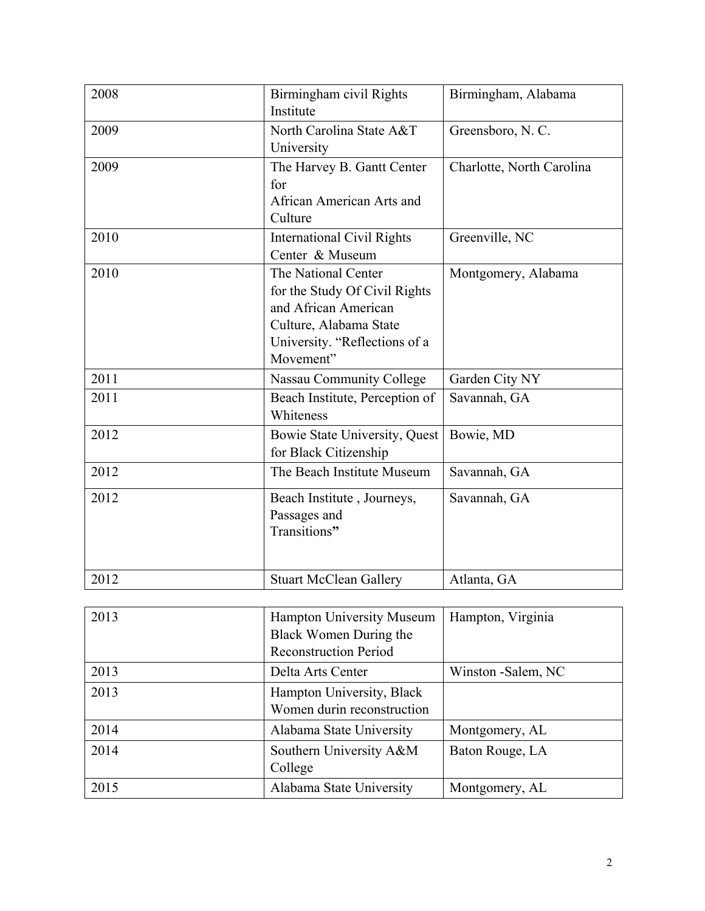| 2008 | Birmingham civil Rights Institute | Birmingham, Alabama |
|---|---|---|
| 2009 | North Carolina State A&T University | Greensboro, N. C. |
| 2009 | The Harvey B. Gantt Center for African American Arts and Culture | Charlotte, North Carolina |
| 2010 | International Civil Rights Center & Museum | Greenville, NC |
| 2010 | The National Center for the Study Of Civil Rights and African American Culture, Alabama State University. "Reflections of a Movement" | Montgomery, Alabama |
| 2011 | Nassau Community College | Garden City NY |
| 2011 | Beach Institute, Perception of Whiteness | Savannah, GA |
| 2012 | Bowie State University, Quest for Black Citizenship | Bowie, MD |
| 2012 | The Beach Institute Museum | Savannah, GA |
| 2012 | Beach Institute , Journeys, Passages and Transitions" | Savannah, GA |
| 2012 | Stuart McClean Gallery | Atlanta, GA |
| 2013 | Hampton University Museum Black Women During the Reconstruction Period | Hampton, Virginia |
| 2013 | Delta Arts Center | Winston -Salem, NC |
| 2013 | Hampton University, Black Women durin reconstruction | |
| 2014 | Alabama State University | Montgomery, AL |
| 2014 | Southern University A&M College | Baton Rouge, LA |
| 2015 | Alabama State University | Montgomery, AL |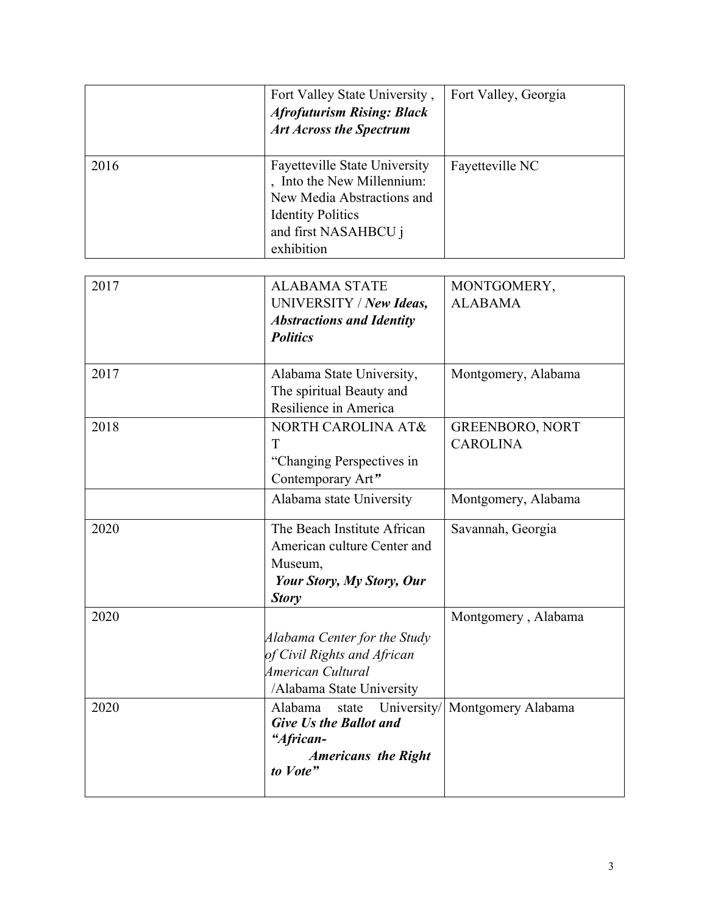|  |  |  |
| --- | --- | --- |
|  | Fort Valley State University , ***Afrofuturism Rising: Black Art Across the Spectrum*** | Fort Valley, Georgia |
| 2016 | Fayetteville State University , Into the New Millennium: New Media Abstractions and Identity Politics and first NASAHBCU j exhibition | Fayetteville NC |
| 2017 | ALABAMA STATE UNIVERSITY / ***New Ideas, Abstractions and Identity Politics*** | MONTGOMERY, ALABAMA |
| 2017 | Alabama State University, The spiritual Beauty and Resilience in America | Montgomery, Alabama |
| 2018 | NORTH CAROLINA AT& T "Changing Perspectives in Contemporary Art***"*** | GREENBORO, NORT CAROLINA |
|  | Alabama state University | Montgomery, Alabama |
| 2020 | The Beach Institute African American culture Center and Museum, ***Your Story, My Story, Our Story*** | Savannah, Georgia |
| 2020 | *Alabama Center for the Study of Civil Rights and African American Cultural* /Alabama State University | Montgomery , Alabama |
| 2020 | Alabama state University/ ***Give Us the Ballot and "African- Americans the Right to Vote"*** | Montgomery Alabama |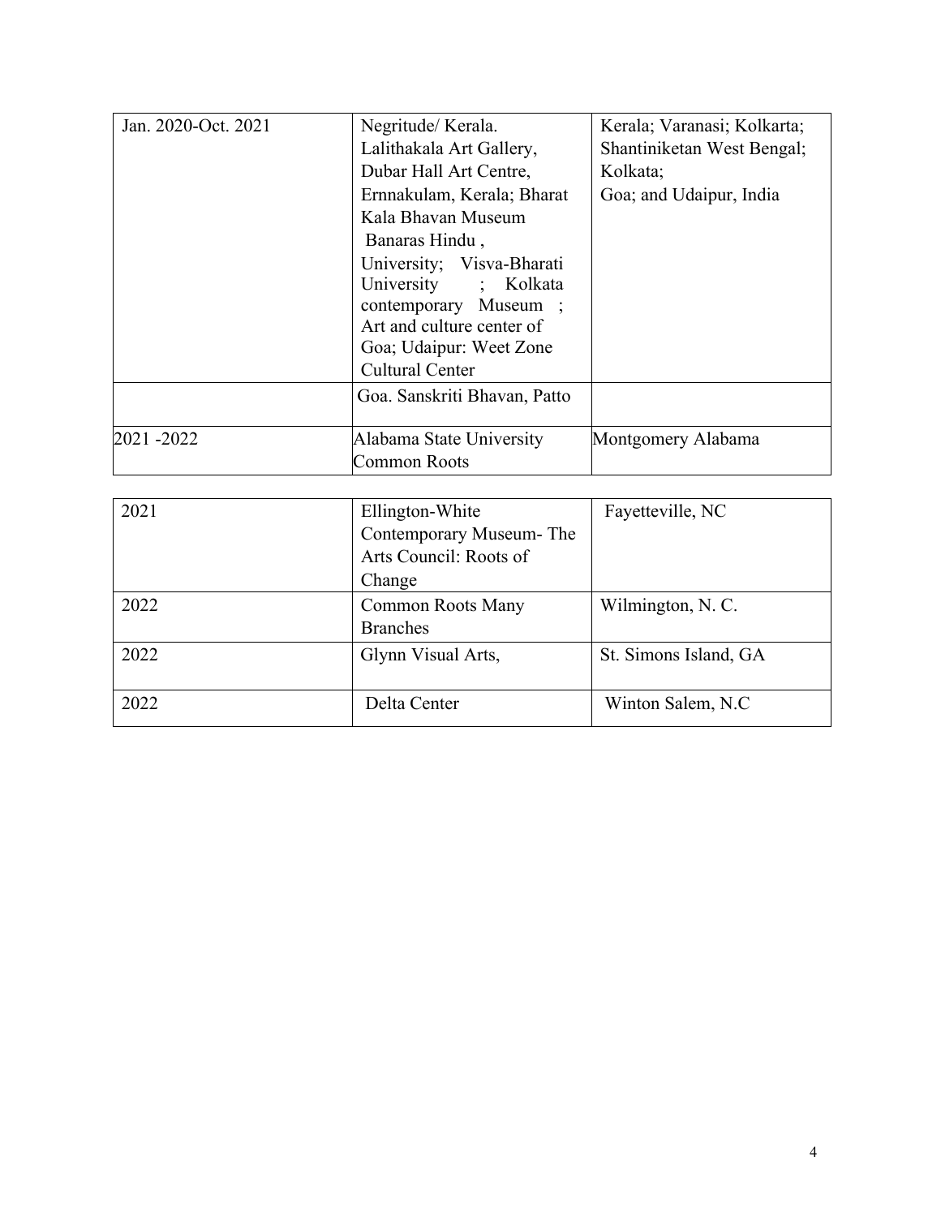| | | |
|---|---|---|
| Jan. 2020-Oct. 2021 | Negritude/ Kerala. Lalithakala Art Gallery, Dubar Hall Art Centre, Ernnakulam, Kerala; Bharat Kala Bhavan Museum Banaras Hindu , University; Visva-Bharati University ; Kolkata contemporary Museum ; Art and culture center of Goa; Udaipur: Weet Zone Cultural Center | Kerala; Varanasi; Kolkarta; Shantiniketan West Bengal; Kolkata; Goa; and Udaipur, India |
| | Goa. Sanskriti Bhavan, Patto | |
| 2021 -2022 | Alabama State University Common Roots | Montgomery Alabama |

| | | |
|---|---|---|
| 2021 | Ellington-White Contemporary Museum- The Arts Council: Roots of Change | Fayetteville, NC |
| 2022 | Common Roots Many Branches | Wilmington, N. C. |
| 2022 | Glynn Visual Arts, | St. Simons Island, GA |
| 2022 | Delta Center | Winton Salem, N.C |